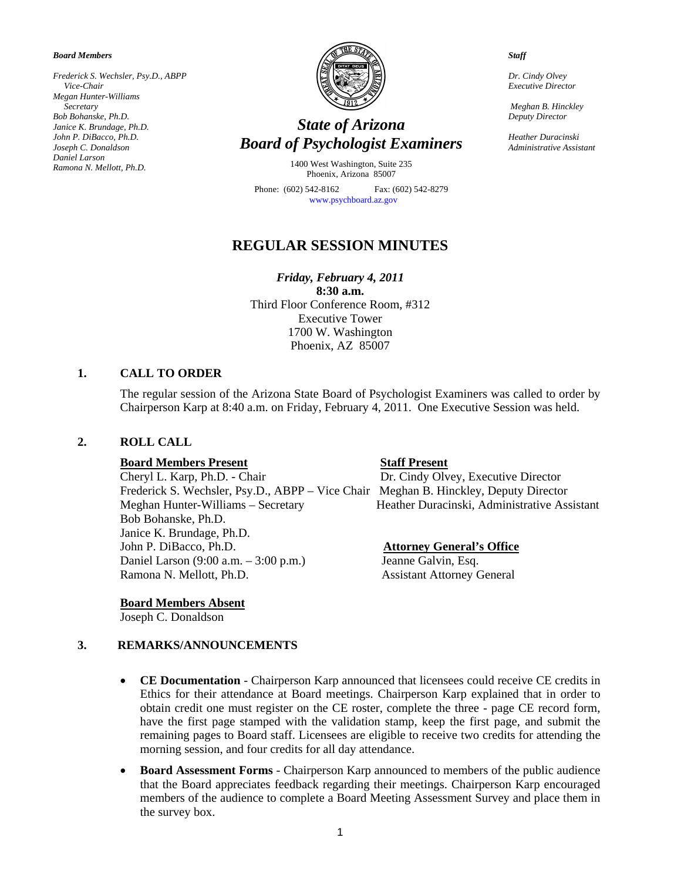*Board Members*

*Frederick S. Wechsler, Psy.D., ABPP*
*Vice-Chair*
*Megan Hunter-Williams*
*Secretary*
*Bob Bohanske, Ph.D.*
*Janice K. Brundage, Ph.D.*
*John P. DiBacco, Ph.D.*
*Joseph C. Donaldson*
*Daniel Larson*
*Ramona N. Mellott, Ph.D.*

***State of Arizona***
***Board of Psychologist Examiners***

1400 West Washington, Suite 235
Phoenix, Arizona 85007

Phone: (602) 542-8162 Fax: (602) 542-8279
www.psychboard.az.gov

*Staff*

*Dr. Cindy Olvey*
*Executive Director*

*Meghan B. Hinckley*
*Deputy Director*

*Heather Duracinski*
*Administrative Assistant*

# REGULAR SESSION MINUTES

***Friday, February 4, 2011***
**8:30 a.m.**
Third Floor Conference Room, #312
Executive Tower
1700 W. Washington
Phoenix, AZ 85007

## 1. CALL TO ORDER

The regular session of the Arizona State Board of Psychologist Examiners was called to order by Chairperson Karp at 8:40 a.m. on Friday, February 4, 2011. One Executive Session was held.

## 2. ROLL CALL

**Board Members Present**

Cheryl L. Karp, Ph.D. - Chair
Frederick S. Wechsler, Psy.D., ABPP – Vice Chair
Meghan Hunter-Williams – Secretary
Bob Bohanske, Ph.D.
Janice K. Brundage, Ph.D.
John P. DiBacco, Ph.D.
Daniel Larson (9:00 a.m. – 3:00 p.m.)
Ramona N. Mellott, Ph.D.

**Staff Present**

Dr. Cindy Olvey, Executive Director
Meghan B. Hinckley, Deputy Director
Heather Duracinski, Administrative Assistant

**Attorney General's Office**

Jeanne Galvin, Esq.
Assistant Attorney General

**Board Members Absent**

Joseph C. Donaldson

## 3. REMARKS/ANNOUNCEMENTS

- **CE Documentation** - Chairperson Karp announced that licensees could receive CE credits in Ethics for their attendance at Board meetings. Chairperson Karp explained that in order to obtain credit one must register on the CE roster, complete the three - page CE record form, have the first page stamped with the validation stamp, keep the first page, and submit the remaining pages to Board staff. Licensees are eligible to receive two credits for attending the morning session, and four credits for all day attendance.
- **Board Assessment Forms** - Chairperson Karp announced to members of the public audience that the Board appreciates feedback regarding their meetings. Chairperson Karp encouraged members of the audience to complete a Board Meeting Assessment Survey and place them in the survey box.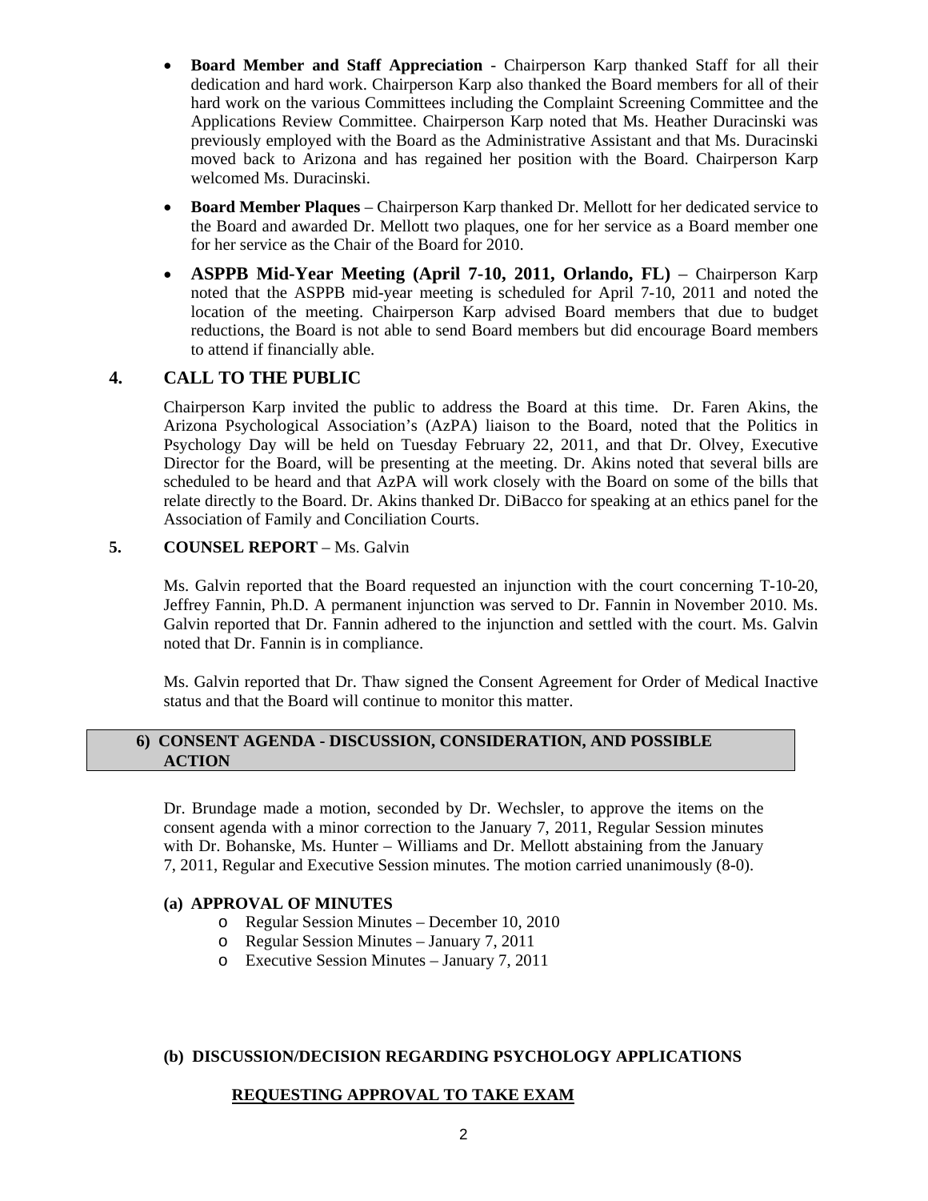- **Board Member and Staff Appreciation** - Chairperson Karp thanked Staff for all their dedication and hard work. Chairperson Karp also thanked the Board members for all of their hard work on the various Committees including the Complaint Screening Committee and the Applications Review Committee. Chairperson Karp noted that Ms. Heather Duracinski was previously employed with the Board as the Administrative Assistant and that Ms. Duracinski moved back to Arizona and has regained her position with the Board. Chairperson Karp welcomed Ms. Duracinski.
- **Board Member Plaques** – Chairperson Karp thanked Dr. Mellott for her dedicated service to the Board and awarded Dr. Mellott two plaques, one for her service as a Board member one for her service as the Chair of the Board for 2010.
- **ASPPB Mid-Year Meeting (April 7-10, 2011, Orlando, FL)** – Chairperson Karp noted that the ASPPB mid-year meeting is scheduled for April 7-10, 2011 and noted the location of the meeting. Chairperson Karp advised Board members that due to budget reductions, the Board is not able to send Board members but did encourage Board members to attend if financially able.

## 4. CALL TO THE PUBLIC

Chairperson Karp invited the public to address the Board at this time. Dr. Faren Akins, the Arizona Psychological Association's (AzPA) liaison to the Board, noted that the Politics in Psychology Day will be held on Tuesday February 22, 2011, and that Dr. Olvey, Executive Director for the Board, will be presenting at the meeting. Dr. Akins noted that several bills are scheduled to be heard and that AzPA will work closely with the Board on some of the bills that relate directly to the Board. Dr. Akins thanked Dr. DiBacco for speaking at an ethics panel for the Association of Family and Conciliation Courts.

## 5. COUNSEL REPORT – Ms. Galvin

Ms. Galvin reported that the Board requested an injunction with the court concerning T-10-20, Jeffrey Fannin, Ph.D. A permanent injunction was served to Dr. Fannin in November 2010. Ms. Galvin reported that Dr. Fannin adhered to the injunction and settled with the court. Ms. Galvin noted that Dr. Fannin is in compliance.

Ms. Galvin reported that Dr. Thaw signed the Consent Agreement for Order of Medical Inactive status and that the Board will continue to monitor this matter.

## 6) CONSENT AGENDA - DISCUSSION, CONSIDERATION, AND POSSIBLE ACTION

Dr. Brundage made a motion, seconded by Dr. Wechsler, to approve the items on the consent agenda with a minor correction to the January 7, 2011, Regular Session minutes with Dr. Bohanske, Ms. Hunter – Williams and Dr. Mellott abstaining from the January 7, 2011, Regular and Executive Session minutes. The motion carried unanimously (8-0).

### (a) APPROVAL OF MINUTES

- Regular Session Minutes – December 10, 2010
- Regular Session Minutes – January 7, 2011
- Executive Session Minutes – January 7, 2011

### (b) DISCUSSION/DECISION REGARDING PSYCHOLOGY APPLICATIONS

**REQUESTING APPROVAL TO TAKE EXAM**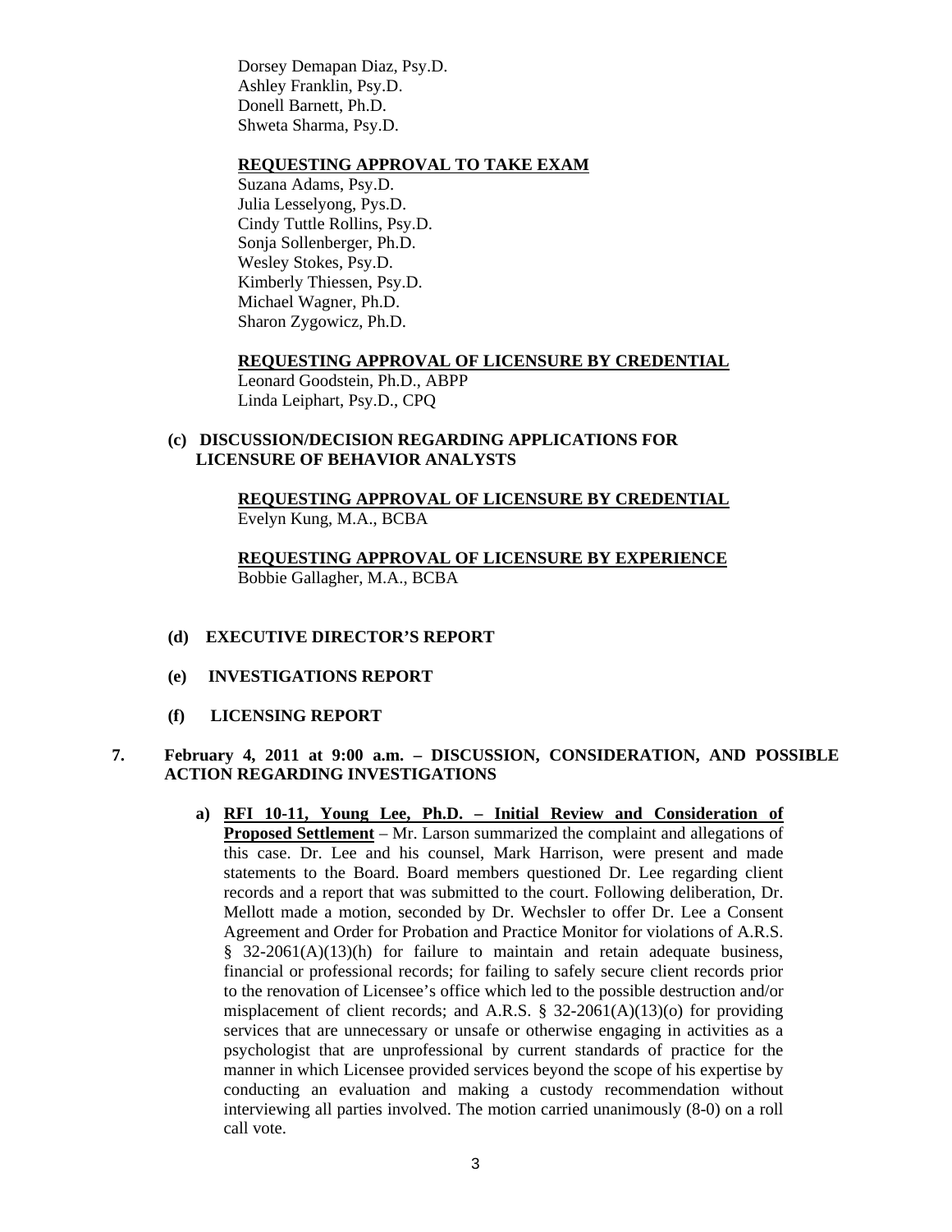Dorsey Demapan Diaz, Psy.D.
Ashley Franklin, Psy.D.
Donell Barnett, Ph.D.
Shweta Sharma, Psy.D.

**REQUESTING APPROVAL TO TAKE EXAM**

Suzana Adams, Psy.D.
Julia Lesselyong, Pys.D.
Cindy Tuttle Rollins, Psy.D.
Sonja Sollenberger, Ph.D.
Wesley Stokes, Psy.D.
Kimberly Thiessen, Psy.D.
Michael Wagner, Ph.D.
Sharon Zygowicz, Ph.D.

**REQUESTING APPROVAL OF LICENSURE BY CREDENTIAL**

Leonard Goodstein, Ph.D., ABPP
Linda Leiphart, Psy.D., CPQ

**(c) DISCUSSION/DECISION REGARDING APPLICATIONS FOR LICENSURE OF BEHAVIOR ANALYSTS**

**REQUESTING APPROVAL OF LICENSURE BY CREDENTIAL**

Evelyn Kung, M.A., BCBA

**REQUESTING APPROVAL OF LICENSURE BY EXPERIENCE**

Bobbie Gallagher, M.A., BCBA

**(d) EXECUTIVE DIRECTOR'S REPORT**

**(e) INVESTIGATIONS REPORT**

**(f) LICENSING REPORT**

**7. February 4, 2011 at 9:00 a.m. – DISCUSSION, CONSIDERATION, AND POSSIBLE ACTION REGARDING INVESTIGATIONS**

**a) RFI 10-11, Young Lee, Ph.D. – Initial Review and Consideration of Proposed Settlement** – Mr. Larson summarized the complaint and allegations of this case. Dr. Lee and his counsel, Mark Harrison, were present and made statements to the Board. Board members questioned Dr. Lee regarding client records and a report that was submitted to the court. Following deliberation, Dr. Mellott made a motion, seconded by Dr. Wechsler to offer Dr. Lee a Consent Agreement and Order for Probation and Practice Monitor for violations of A.R.S. § 32-2061(A)(13)(h) for failure to maintain and retain adequate business, financial or professional records; for failing to safely secure client records prior to the renovation of Licensee's office which led to the possible destruction and/or misplacement of client records; and A.R.S. § 32-2061(A)(13)(o) for providing services that are unnecessary or unsafe or otherwise engaging in activities as a psychologist that are unprofessional by current standards of practice for the manner in which Licensee provided services beyond the scope of his expertise by conducting an evaluation and making a custody recommendation without interviewing all parties involved. The motion carried unanimously (8-0) on a roll call vote.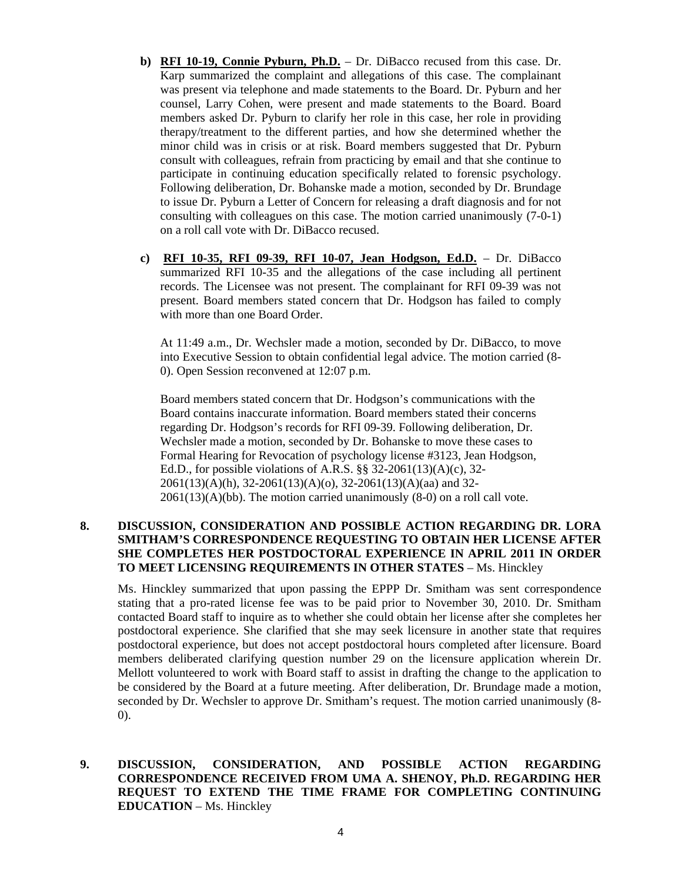b) **RFI 10-19, Connie Pyburn, Ph.D.** – Dr. DiBacco recused from this case. Dr. Karp summarized the complaint and allegations of this case. The complainant was present via telephone and made statements to the Board. Dr. Pyburn and her counsel, Larry Cohen, were present and made statements to the Board. Board members asked Dr. Pyburn to clarify her role in this case, her role in providing therapy/treatment to the different parties, and how she determined whether the minor child was in crisis or at risk. Board members suggested that Dr. Pyburn consult with colleagues, refrain from practicing by email and that she continue to participate in continuing education specifically related to forensic psychology. Following deliberation, Dr. Bohanske made a motion, seconded by Dr. Brundage to issue Dr. Pyburn a Letter of Concern for releasing a draft diagnosis and for not consulting with colleagues on this case. The motion carried unanimously (7-0-1) on a roll call vote with Dr. DiBacco recused.

c) **RFI 10-35, RFI 09-39, RFI 10-07, Jean Hodgson, Ed.D.** – Dr. DiBacco summarized RFI 10-35 and the allegations of the case including all pertinent records. The Licensee was not present. The complainant for RFI 09-39 was not present. Board members stated concern that Dr. Hodgson has failed to comply with more than one Board Order.

At 11:49 a.m., Dr. Wechsler made a motion, seconded by Dr. DiBacco, to move into Executive Session to obtain confidential legal advice. The motion carried (8-0). Open Session reconvened at 12:07 p.m.

Board members stated concern that Dr. Hodgson's communications with the Board contains inaccurate information. Board members stated their concerns regarding Dr. Hodgson's records for RFI 09-39. Following deliberation, Dr. Wechsler made a motion, seconded by Dr. Bohanske to move these cases to Formal Hearing for Revocation of psychology license #3123, Jean Hodgson, Ed.D., for possible violations of A.R.S. §§ 32-2061(13)(A)(c), 32-2061(13)(A)(h), 32-2061(13)(A)(o), 32-2061(13)(A)(aa) and 32-2061(13)(A)(bb). The motion carried unanimously (8-0) on a roll call vote.

**8. DISCUSSION, CONSIDERATION AND POSSIBLE ACTION REGARDING DR. LORA SMITHAM'S CORRESPONDENCE REQUESTING TO OBTAIN HER LICENSE AFTER SHE COMPLETES HER POSTDOCTORAL EXPERIENCE IN APRIL 2011 IN ORDER TO MEET LICENSING REQUIREMENTS IN OTHER STATES** – Ms. Hinckley

Ms. Hinckley summarized that upon passing the EPPP Dr. Smitham was sent correspondence stating that a pro-rated license fee was to be paid prior to November 30, 2010. Dr. Smitham contacted Board staff to inquire as to whether she could obtain her license after she completes her postdoctoral experience. She clarified that she may seek licensure in another state that requires postdoctoral experience, but does not accept postdoctoral hours completed after licensure. Board members deliberated clarifying question number 29 on the licensure application wherein Dr. Mellott volunteered to work with Board staff to assist in drafting the change to the application to be considered by the Board at a future meeting. After deliberation, Dr. Brundage made a motion, seconded by Dr. Wechsler to approve Dr. Smitham's request. The motion carried unanimously (8-0).

**9. DISCUSSION, CONSIDERATION, AND POSSIBLE ACTION REGARDING CORRESPONDENCE RECEIVED FROM UMA A. SHENOY, Ph.D. REGARDING HER REQUEST TO EXTEND THE TIME FRAME FOR COMPLETING CONTINUING EDUCATION** – Ms. Hinckley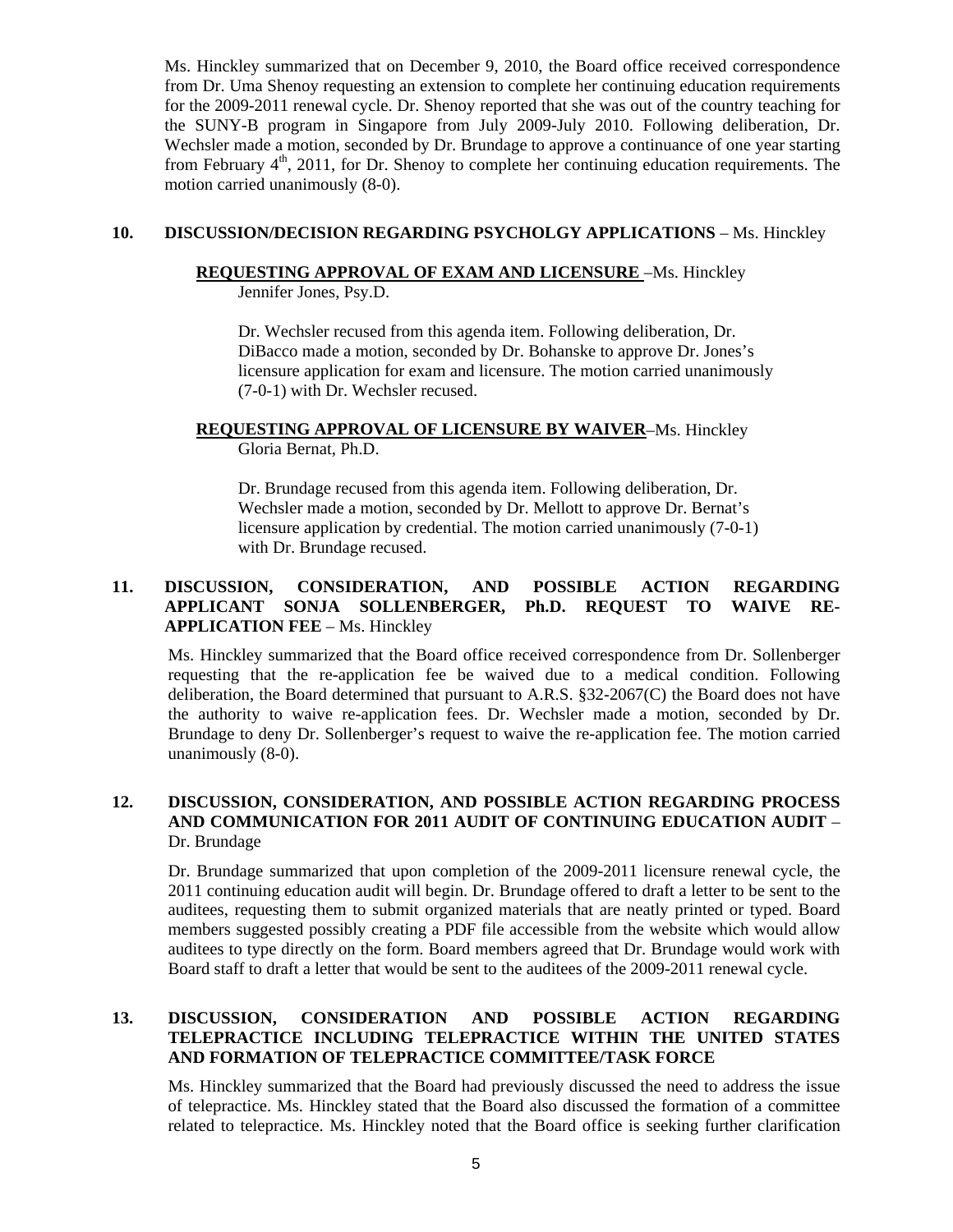Ms. Hinckley summarized that on December 9, 2010, the Board office received correspondence from Dr. Uma Shenoy requesting an extension to complete her continuing education requirements for the 2009-2011 renewal cycle. Dr. Shenoy reported that she was out of the country teaching for the SUNY-B program in Singapore from July 2009-July 2010. Following deliberation, Dr. Wechsler made a motion, seconded by Dr. Brundage to approve a continuance of one year starting from February 4th, 2011, for Dr. Shenoy to complete her continuing education requirements. The motion carried unanimously (8-0).

**10. DISCUSSION/DECISION REGARDING PSYCHOLGY APPLICATIONS** – Ms. Hinckley

**REQUESTING APPROVAL OF EXAM AND LICENSURE** –Ms. Hinckley
Jennifer Jones, Psy.D.

Dr. Wechsler recused from this agenda item. Following deliberation, Dr. DiBacco made a motion, seconded by Dr. Bohanske to approve Dr. Jones's licensure application for exam and licensure. The motion carried unanimously (7-0-1) with Dr. Wechsler recused.

**REQUESTING APPROVAL OF LICENSURE BY WAIVER**–Ms. Hinckley
Gloria Bernat, Ph.D.

Dr. Brundage recused from this agenda item. Following deliberation, Dr. Wechsler made a motion, seconded by Dr. Mellott to approve Dr. Bernat's licensure application by credential. The motion carried unanimously (7-0-1) with Dr. Brundage recused.

**11. DISCUSSION, CONSIDERATION, AND POSSIBLE ACTION REGARDING APPLICANT SONJA SOLLENBERGER, Ph.D. REQUEST TO WAIVE RE-APPLICATION FEE** – Ms. Hinckley

Ms. Hinckley summarized that the Board office received correspondence from Dr. Sollenberger requesting that the re-application fee be waived due to a medical condition. Following deliberation, the Board determined that pursuant to A.R.S. §32-2067(C) the Board does not have the authority to waive re-application fees. Dr. Wechsler made a motion, seconded by Dr. Brundage to deny Dr. Sollenberger's request to waive the re-application fee. The motion carried unanimously (8-0).

**12. DISCUSSION, CONSIDERATION, AND POSSIBLE ACTION REGARDING PROCESS AND COMMUNICATION FOR 2011 AUDIT OF CONTINUING EDUCATION AUDIT** – Dr. Brundage

Dr. Brundage summarized that upon completion of the 2009-2011 licensure renewal cycle, the 2011 continuing education audit will begin. Dr. Brundage offered to draft a letter to be sent to the auditees, requesting them to submit organized materials that are neatly printed or typed. Board members suggested possibly creating a PDF file accessible from the website which would allow auditees to type directly on the form. Board members agreed that Dr. Brundage would work with Board staff to draft a letter that would be sent to the auditees of the 2009-2011 renewal cycle.

**13. DISCUSSION, CONSIDERATION AND POSSIBLE ACTION REGARDING TELEPRACTICE INCLUDING TELEPRACTICE WITHIN THE UNITED STATES AND FORMATION OF TELEPRACTICE COMMITTEE/TASK FORCE**

Ms. Hinckley summarized that the Board had previously discussed the need to address the issue of telepractice. Ms. Hinckley stated that the Board also discussed the formation of a committee related to telepractice. Ms. Hinckley noted that the Board office is seeking further clarification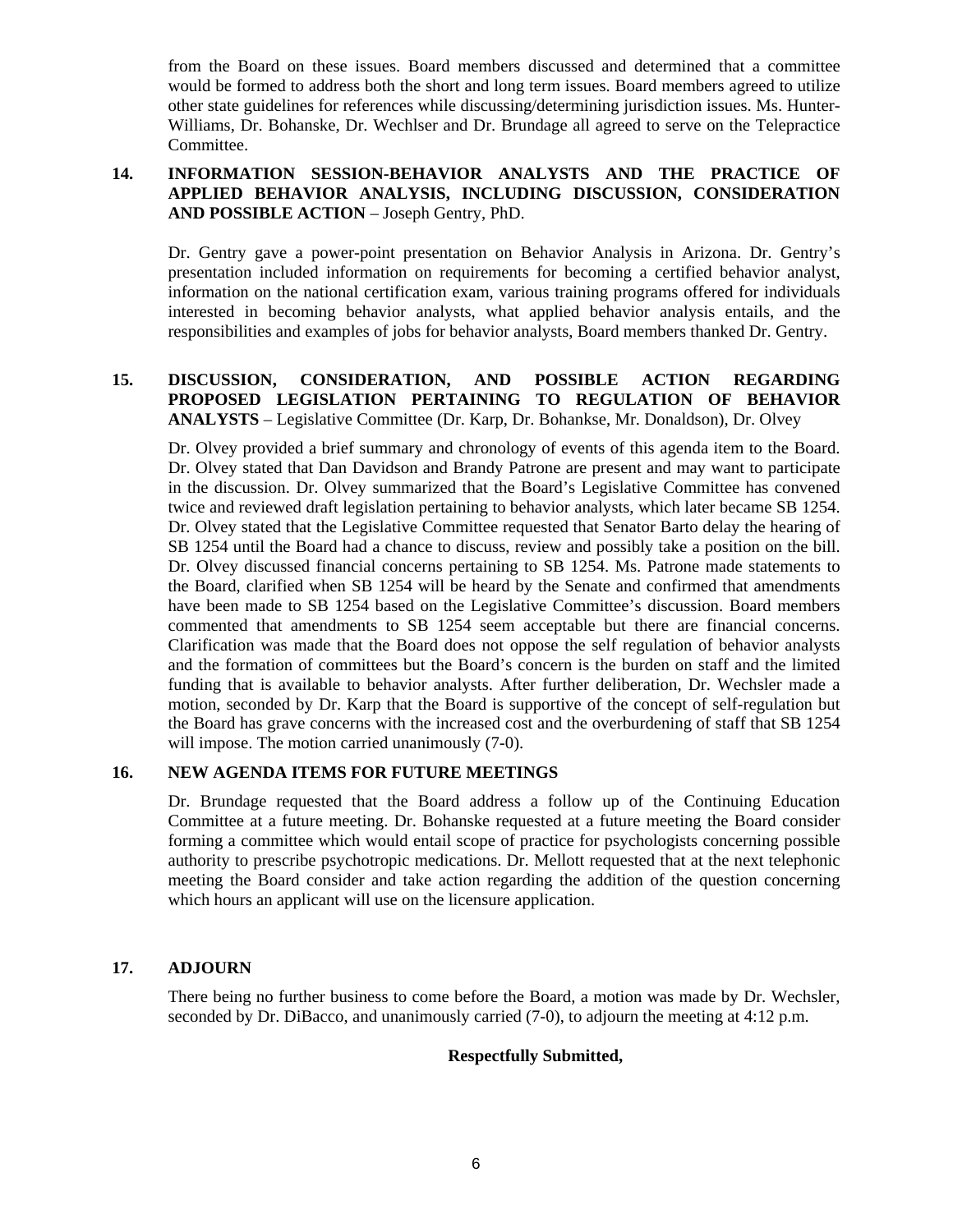from the Board on these issues. Board members discussed and determined that a committee would be formed to address both the short and long term issues. Board members agreed to utilize other state guidelines for references while discussing/determining jurisdiction issues. Ms. Hunter-Williams, Dr. Bohanske, Dr. Wechlser and Dr. Brundage all agreed to serve on the Telepractice Committee.

**14. INFORMATION SESSION-BEHAVIOR ANALYSTS AND THE PRACTICE OF APPLIED BEHAVIOR ANALYSIS, INCLUDING DISCUSSION, CONSIDERATION AND POSSIBLE ACTION** – Joseph Gentry, PhD.

Dr. Gentry gave a power-point presentation on Behavior Analysis in Arizona. Dr. Gentry's presentation included information on requirements for becoming a certified behavior analyst, information on the national certification exam, various training programs offered for individuals interested in becoming behavior analysts, what applied behavior analysis entails, and the responsibilities and examples of jobs for behavior analysts, Board members thanked Dr. Gentry.

**15. DISCUSSION, CONSIDERATION, AND POSSIBLE ACTION REGARDING PROPOSED LEGISLATION PERTAINING TO REGULATION OF BEHAVIOR ANALYSTS** – Legislative Committee (Dr. Karp, Dr. Bohankse, Mr. Donaldson), Dr. Olvey

Dr. Olvey provided a brief summary and chronology of events of this agenda item to the Board. Dr. Olvey stated that Dan Davidson and Brandy Patrone are present and may want to participate in the discussion. Dr. Olvey summarized that the Board's Legislative Committee has convened twice and reviewed draft legislation pertaining to behavior analysts, which later became SB 1254. Dr. Olvey stated that the Legislative Committee requested that Senator Barto delay the hearing of SB 1254 until the Board had a chance to discuss, review and possibly take a position on the bill. Dr. Olvey discussed financial concerns pertaining to SB 1254. Ms. Patrone made statements to the Board, clarified when SB 1254 will be heard by the Senate and confirmed that amendments have been made to SB 1254 based on the Legislative Committee's discussion. Board members commented that amendments to SB 1254 seem acceptable but there are financial concerns. Clarification was made that the Board does not oppose the self regulation of behavior analysts and the formation of committees but the Board's concern is the burden on staff and the limited funding that is available to behavior analysts. After further deliberation, Dr. Wechsler made a motion, seconded by Dr. Karp that the Board is supportive of the concept of self-regulation but the Board has grave concerns with the increased cost and the overburdening of staff that SB 1254 will impose. The motion carried unanimously (7-0).

**16. NEW AGENDA ITEMS FOR FUTURE MEETINGS**

Dr. Brundage requested that the Board address a follow up of the Continuing Education Committee at a future meeting. Dr. Bohanske requested at a future meeting the Board consider forming a committee which would entail scope of practice for psychologists concerning possible authority to prescribe psychotropic medications. Dr. Mellott requested that at the next telephonic meeting the Board consider and take action regarding the addition of the question concerning which hours an applicant will use on the licensure application.

**17. ADJOURN**

There being no further business to come before the Board, a motion was made by Dr. Wechsler, seconded by Dr. DiBacco, and unanimously carried (7-0), to adjourn the meeting at 4:12 p.m.

**Respectfully Submitted,**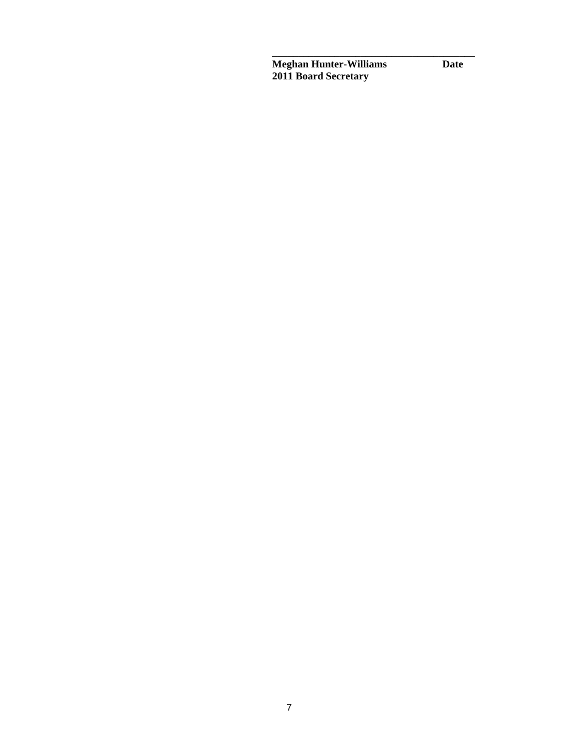\_\_\_\_\_\_\_\_\_\_\_\_\_\_\_\_\_\_\_\_\_\_\_\_\_\_\_\_\_\_\_\_\_\_\_\_\_\_\_\_

**Meghan Hunter-Williams Date**
**2011 Board Secretary**